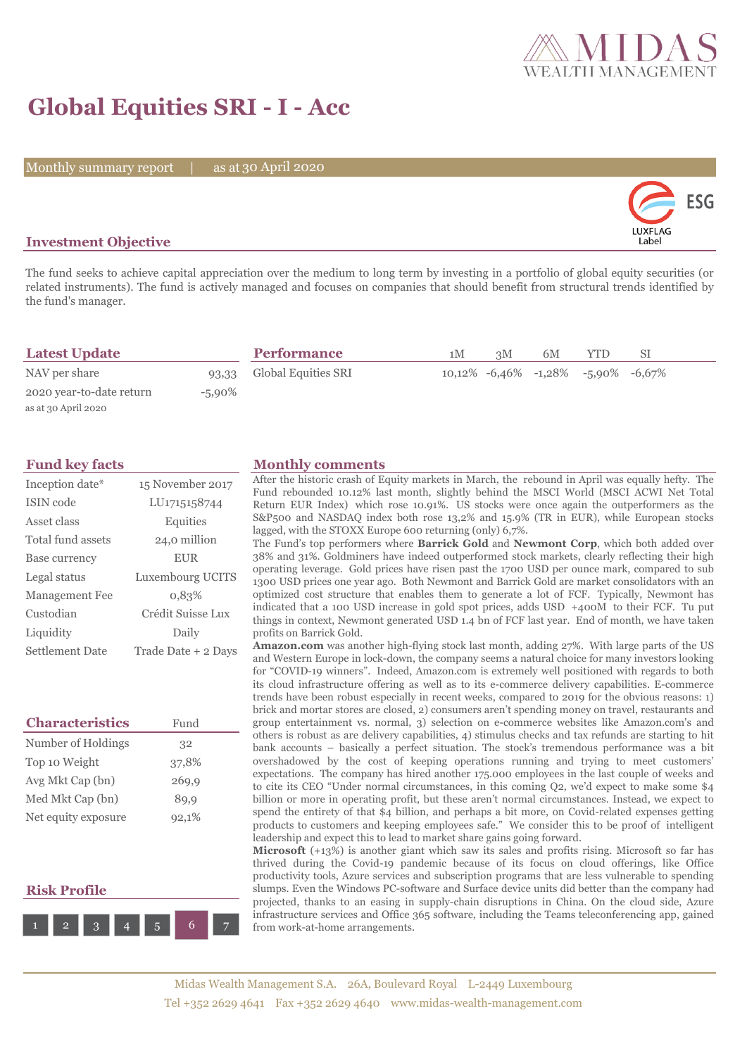# Global Equities SRI - I - Acc

Monthly summary report | as at 30 April 2020

## Investment Objective

The fund seeks to achieve capital appreciation over the medium to long term by investing in a portfolio of global equity securities (or related instruments). The fund is actively managed and focuses on companies that should benefit from structural trends identified by the fund's manager.

## Latest Update

| | |
|---|---|
| NAV per share | 93,33 |
| 2020 year-to-date return | -5,90% |

as at 30 April 2020

## Performance

| | 1M | 3M | 6M | YTD | SI |
|---|---|---|---|---|---|
| Global Equities SRI | 10,12% | -6,46% | -1,28% | -5,90% | -6,67% |

## Fund key facts

| | |
|---|---|
| Inception date* | 15 November 2017 |
| ISIN code | LU1715158744 |
| Asset class | Equities |
| Total fund assets | 24,0 million |
| Base currency | EUR |
| Legal status | Luxembourg UCITS |
| Management Fee | 0,83% |
| Custodian | Crédit Suisse Lux |
| Liquidity | Daily |
| Settlement Date | Trade Date + 2 Days |

## Characteristics

| Characteristics | Fund |
|---|---|
| Number of Holdings | 32 |
| Top 10 Weight | 37,8% |
| Avg Mkt Cap (bn) | 269,9 |
| Med Mkt Cap (bn) | 89,9 |
| Net equity exposure | 92,1% |

## Risk Profile

1 2 3 4 5 **6** 7

## Monthly comments

After the historic crash of Equity markets in March, the rebound in April was equally hefty. The Fund rebounded 10.12% last month, slightly behind the MSCI World (MSCI ACWI Net Total Return EUR Index) which rose 10.91%. US stocks were once again the outperformers as the S&P500 and NASDAQ index both rose 13,2% and 15.9% (TR in EUR), while European stocks lagged, with the STOXX Europe 600 returning (only) 6,7%.

The Fund's top performers where **Barrick Gold** and **Newmont Corp**, which both added over 38% and 31%. Goldminers have indeed outperformed stock markets, clearly reflecting their high operating leverage. Gold prices have risen past the 1700 USD per ounce mark, compared to sub 1300 USD prices one year ago. Both Newmont and Barrick Gold are market consolidators with an optimized cost structure that enables them to generate a lot of FCF. Typically, Newmont has indicated that a 100 USD increase in gold spot prices, adds USD +400M to their FCF. Tu put things in context, Newmont generated USD 1.4 bn of FCF last year. End of month, we have taken profits on Barrick Gold.

**Amazon.com** was another high-flying stock last month, adding 27%. With large parts of the US and Western Europe in lock-down, the company seems a natural choice for many investors looking for "COVID-19 winners". Indeed, Amazon.com is extremely well positioned with regards to both its cloud infrastructure offering as well as to its e-commerce delivery capabilities. E-commerce trends have been robust especially in recent weeks, compared to 2019 for the obvious reasons: 1) brick and mortar stores are closed, 2) consumers aren't spending money on travel, restaurants and group entertainment vs. normal, 3) selection on e-commerce websites like Amazon.com's and others is robust as are delivery capabilities, 4) stimulus checks and tax refunds are starting to hit bank accounts – basically a perfect situation. The stock's tremendous performance was a bit overshadowed by the cost of keeping operations running and trying to meet customers' expectations. The company has hired another 175.000 employees in the last couple of weeks and to cite its CEO "Under normal circumstances, in this coming Q2, we'd expect to make some $4 billion or more in operating profit, but these aren't normal circumstances. Instead, we expect to spend the entirety of that $4 billion, and perhaps a bit more, on Covid-related expenses getting products to customers and keeping employees safe." We consider this to be proof of intelligent leadership and expect this to lead to market share gains going forward.

**Microsoft** (+13%) is another giant which saw its sales and profits rising. Microsoft so far has thrived during the Covid-19 pandemic because of its focus on cloud offerings, like Office productivity tools, Azure services and subscription programs that are less vulnerable to spending slumps. Even the Windows PC-software and Surface device units did better than the company had projected, thanks to an easing in supply-chain disruptions in China. On the cloud side, Azure infrastructure services and Office 365 software, including the Teams teleconferencing app, gained from work-at-home arrangements.

Midas Wealth Management S.A. 26A, Boulevard Royal L-2449 Luxembourg
Tel +352 2629 4641 Fax +352 2629 4640 www.midas-wealth-management.com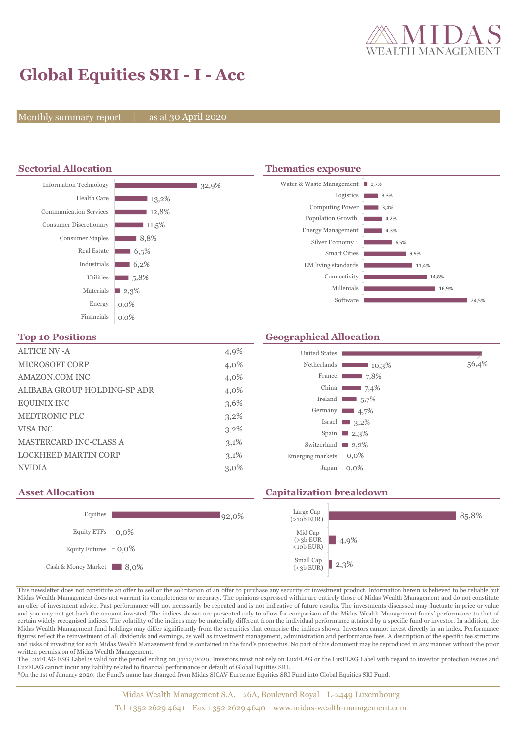# Global Equities SRI - I - Acc

Monthly summary report | as at 30 April 2020

## Sectorial Allocation

Information Technology 32,9%
Health Care 13,2%
Communication Services 12,8%
Consumer Discretionary 11,5%
Consumer Staples 8,8%
Real Estate 6,5%
Industrials 6,2%
Utilities 5,8%
Materials 2,3%
Energy 0,0%
Financials 0,0%

## Thematics exposure

Water & Waste Management 0,7%
Logistics 3,3%
Computing Power 3,4%
Population Growth 4,2%
Energy Management 4,3%
Silver Economy : 6,5%
Smart Cities 9,9%
EM living standards 11,4%
Connectivity 14,8%
Millenials 16,9%
Software 24,5%

## Top 10 Positions

| | |
|---|---|
| ALTICE NV -A | 4,9% |
| MICROSOFT CORP | 4,0% |
| AMAZON.COM INC | 4,0% |
| ALIBABA GROUP HOLDING-SP ADR | 4,0% |
| EQUINIX INC | 3,6% |
| MEDTRONIC PLC | 3,2% |
| VISA INC | 3,2% |
| MASTERCARD INC-CLASS A | 3,1% |
| LOCKHEED MARTIN CORP | 3,1% |
| NVIDIA | 3,0% |

## Geographical Allocation

United States 56,4%
Netherlands 10,3%
France 7,8%
China 7,4%
Ireland 5,7%
Germany 4,7%
Israel 3,2%
Spain 2,3%
Switzerland 2,2%
Emerging markets 0,0%
Japan 0,0%

## Asset Allocation

Equities 92,0%
Equity ETFs 0,0%
Equity Futures 0,0%
Cash & Money Market 8,0%

## Capitalization breakdown

Large Cap (>10b EUR) 85,8%
Mid Cap (>3b EUR <10b EUR) 4,9%
Small Cap (<3b EUR) 2,3%

This newsletter does not constitute an offer to sell or the solicitation of an offer to purchase any security or investment product. Information herein is believed to be reliable but Midas Wealth Management does not warrant its completeness or accuracy. The opinions expressed within are entirely those of Midas Wealth Management and do not constitute an offer of investment advice. Past performance will not necessarily be repeated and is not indicative of future results. The investments discussed may fluctuate in price or value and you may not get back the amount invested. The indices shown are presented only to allow for comparison of the Midas Wealth Management funds' performance to that of certain widely recognised indices. The volatility of the indices may be materially different from the individual performance attained by a specific fund or investor. In addition, the Midas Wealth Management fund holdings may differ significantly from the securities that comprise the indices shown. Investors cannot invest directly in an index. Performance figures reflect the reinvestment of all dividends and earnings, as well as investment management, administration and performance fees. A description of the specific fee structure and risks of investing for each Midas Wealth Management fund is contained in the fund's prospectus. No part of this document may be reproduced in any manner without the prior written permission of Midas Wealth Management.

The LuxFLAG ESG Label is valid for the period ending on 31/12/2020. Investors must not rely on LuxFLAG or the LuxFLAG Label with regard to investor protection issues and LuxFLAG cannot incur any liability related to financial performance or default of Global Equities SRI.

*On the 1st of January 2020, the Fund's name has changed from Midas SICAV Eurozone Equities SRI Fund into Global Equities SRI Fund.

Midas Wealth Management S.A. 26A, Boulevard Royal L-2449 Luxembourg
Tel +352 2629 4641 Fax +352 2629 4640 www.midas-wealth-management.com